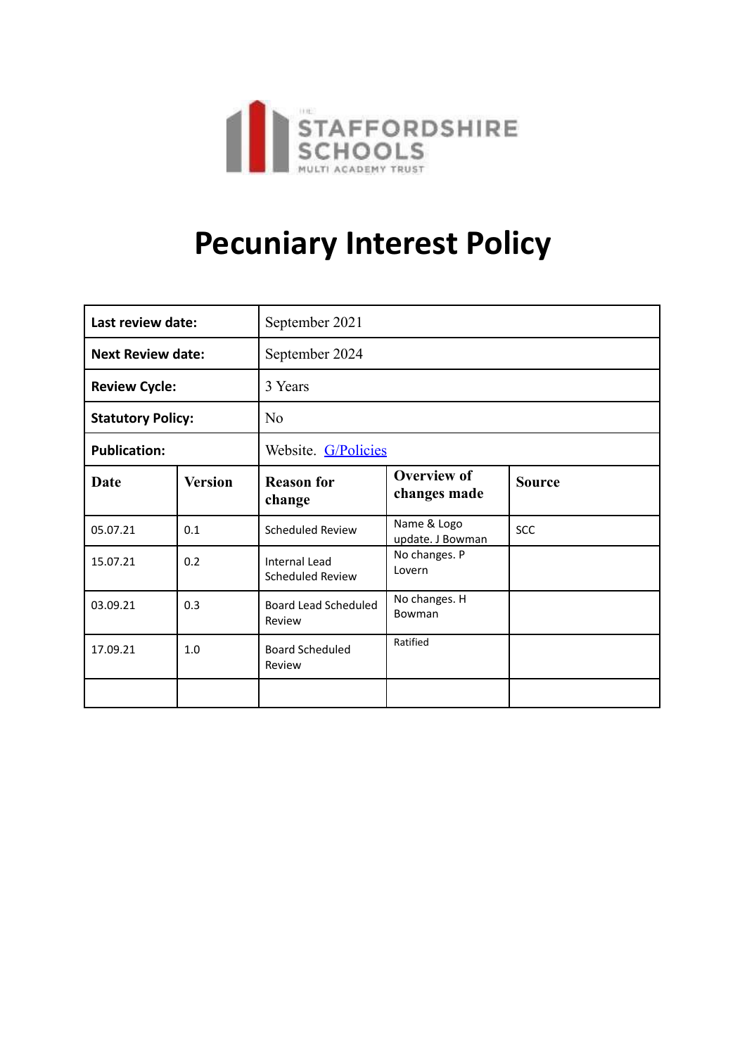THE STAFFORDSHIRE SCHOOLS MULTI ACADEMY TRUST

# Pecuniary Interest Policy

| **Last review date:** | | September 2021 | | |
|---|---|---|---|---|
| **Next Review date:** | | September 2024 | | |
| **Review Cycle:** | | 3 Years | | |
| **Statutory Policy:** | | No | | |
| **Publication:** | | Website. G/Policies | | |
| **Date** | **Version** | **Reason for change** | **Overview of changes made** | **Source** |
| 05.07.21 | 0.1 | Scheduled Review | Name & Logo update. J Bowman | SCC |
| 15.07.21 | 0.2 | Internal Lead Scheduled Review | No changes. P Lovern | |
| 03.09.21 | 0.3 | Board Lead Scheduled Review | No changes. H Bowman | |
| 17.09.21 | 1.0 | Board Scheduled Review | Ratified | |
| | | | | |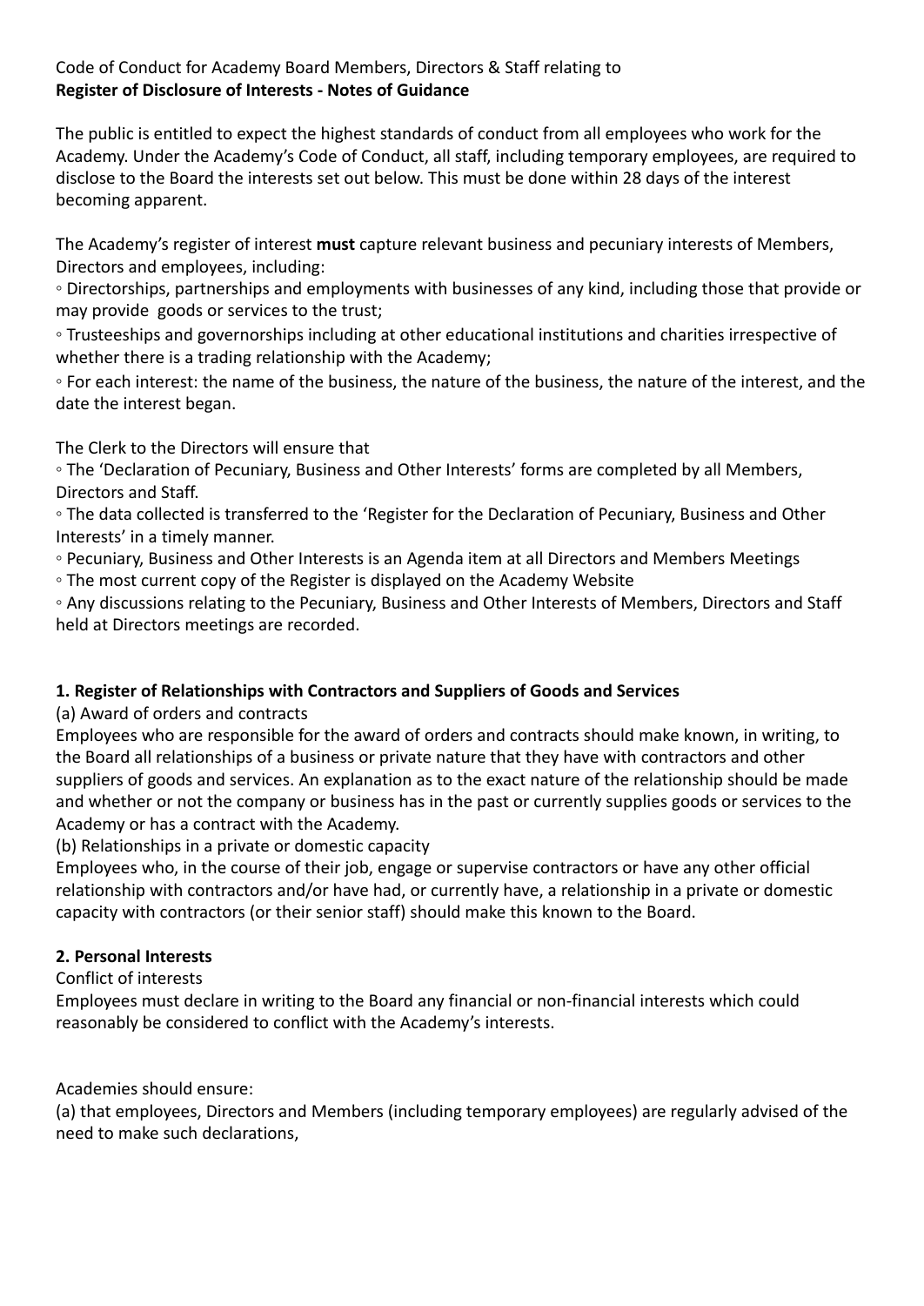Code of Conduct for Academy Board Members, Directors & Staff relating to
**Register of Disclosure of Interests - Notes of Guidance**

The public is entitled to expect the highest standards of conduct from all employees who work for the Academy. Under the Academy's Code of Conduct, all staff, including temporary employees, are required to disclose to the Board the interests set out below. This must be done within 28 days of the interest becoming apparent.

The Academy's register of interest **must** capture relevant business and pecuniary interests of Members, Directors and employees, including:

◦ Directorships, partnerships and employments with businesses of any kind, including those that provide or may provide goods or services to the trust;
◦ Trusteeships and governorships including at other educational institutions and charities irrespective of whether there is a trading relationship with the Academy;
◦ For each interest: the name of the business, the nature of the business, the nature of the interest, and the date the interest began.

The Clerk to the Directors will ensure that

◦ The 'Declaration of Pecuniary, Business and Other Interests' forms are completed by all Members, Directors and Staff.
◦ The data collected is transferred to the 'Register for the Declaration of Pecuniary, Business and Other Interests' in a timely manner.
◦ Pecuniary, Business and Other Interests is an Agenda item at all Directors and Members Meetings
◦ The most current copy of the Register is displayed on the Academy Website
◦ Any discussions relating to the Pecuniary, Business and Other Interests of Members, Directors and Staff held at Directors meetings are recorded.

**1. Register of Relationships with Contractors and Suppliers of Goods and Services**

(a) Award of orders and contracts
Employees who are responsible for the award of orders and contracts should make known, in writing, to the Board all relationships of a business or private nature that they have with contractors and other suppliers of goods and services. An explanation as to the exact nature of the relationship should be made and whether or not the company or business has in the past or currently supplies goods or services to the Academy or has a contract with the Academy.

(b) Relationships in a private or domestic capacity
Employees who, in the course of their job, engage or supervise contractors or have any other official relationship with contractors and/or have had, or currently have, a relationship in a private or domestic capacity with contractors (or their senior staff) should make this known to the Board.

**2. Personal Interests**

Conflict of interests
Employees must declare in writing to the Board any financial or non-financial interests which could reasonably be considered to conflict with the Academy's interests.

Academies should ensure:

(a) that employees, Directors and Members (including temporary employees) are regularly advised of the need to make such declarations,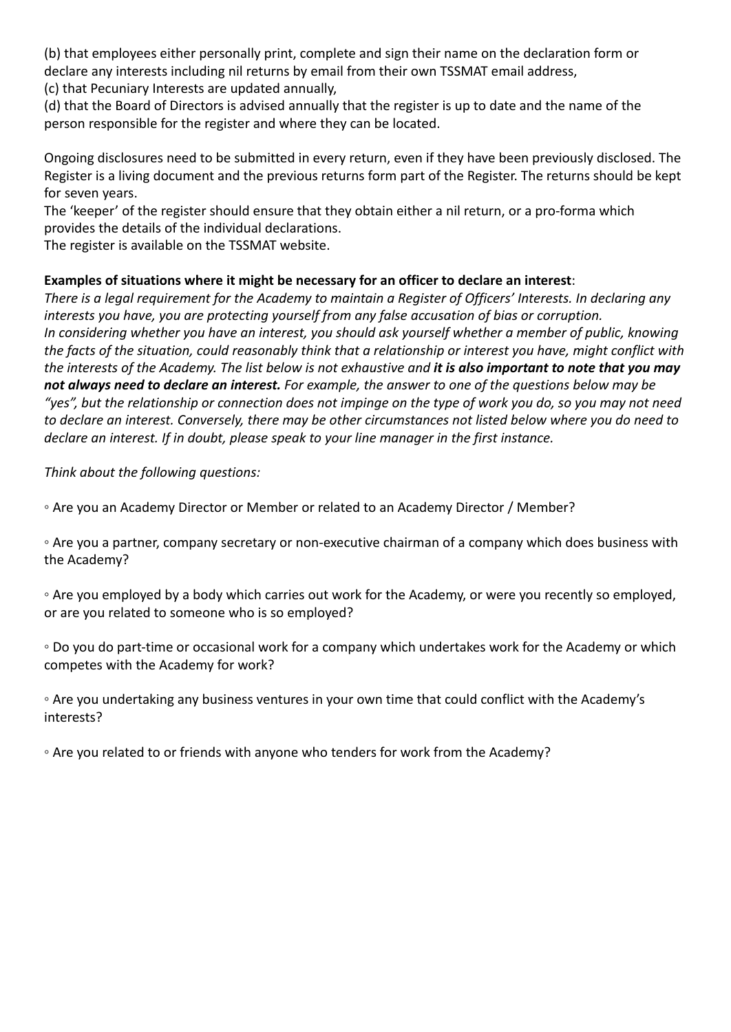(b) that employees either personally print, complete and sign their name on the declaration form or declare any interests including nil returns by email from their own TSSMAT email address,
(c) that Pecuniary Interests are updated annually,
(d) that the Board of Directors is advised annually that the register is up to date and the name of the person responsible for the register and where they can be located.

Ongoing disclosures need to be submitted in every return, even if they have been previously disclosed. The Register is a living document and the previous returns form part of the Register. The returns should be kept for seven years.
The 'keeper' of the register should ensure that they obtain either a nil return, or a pro-forma which provides the details of the individual declarations.
The register is available on the TSSMAT website.

**Examples of situations where it might be necessary for an officer to declare an interest**:
*There is a legal requirement for the Academy to maintain a Register of Officers' Interests. In declaring any interests you have, you are protecting yourself from any false accusation of bias or corruption. In considering whether you have an interest, you should ask yourself whether a member of public, knowing the facts of the situation, could reasonably think that a relationship or interest you have, might conflict with the interests of the Academy. The list below is not exhaustive and* ***it is also important to note that you may not always need to declare an interest.*** *For example, the answer to one of the questions below may be "yes", but the relationship or connection does not impinge on the type of work you do, so you may not need to declare an interest. Conversely, there may be other circumstances not listed below where you do need to declare an interest. If in doubt, please speak to your line manager in the first instance.*

*Think about the following questions:*

◦ Are you an Academy Director or Member or related to an Academy Director / Member?

◦ Are you a partner, company secretary or non-executive chairman of a company which does business with the Academy?

◦ Are you employed by a body which carries out work for the Academy, or were you recently so employed, or are you related to someone who is so employed?

◦ Do you do part-time or occasional work for a company which undertakes work for the Academy or which competes with the Academy for work?

◦ Are you undertaking any business ventures in your own time that could conflict with the Academy's interests?

◦ Are you related to or friends with anyone who tenders for work from the Academy?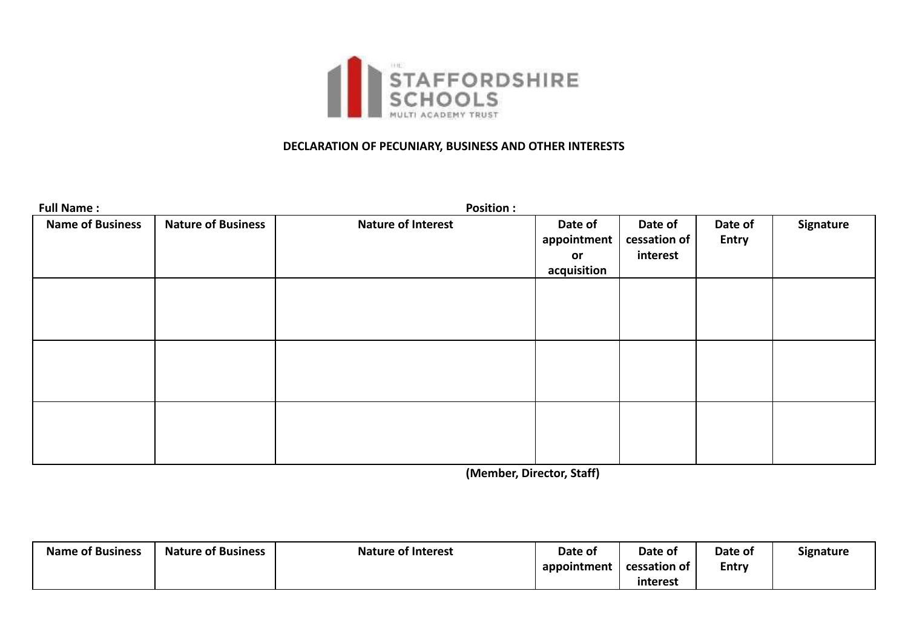**DECLARATION OF PECUNIARY, BUSINESS AND OTHER INTERESTS**

**Full Name :** **Position :**

| Name of Business | Nature of Business | Nature of Interest | Date of appointment or acquisition | Date of cessation of interest | Date of Entry | Signature |
|---|---|---|---|---|---|---|
| | | | | | | |
| | | | | | | |
| | | | | | | |

**(Member, Director, Staff)**

| Name of Business | Nature of Business | Nature of Interest | Date of appointment | Date of cessation of interest | Date of Entry | Signature |
|---|---|---|---|---|---|---|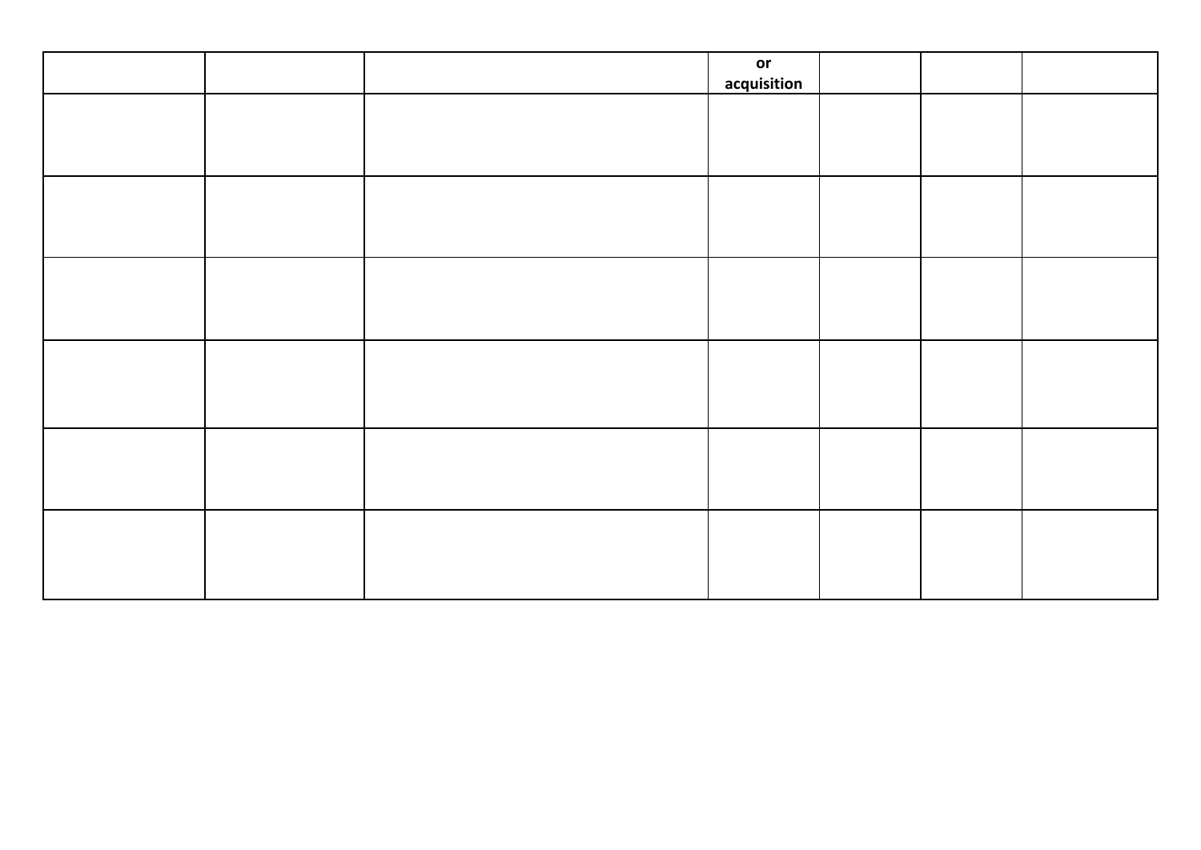| | | | or acquisition | | | |
|---|---|---|---|---|---|---|
| | | | | | | |
| | | | | | | |
| | | | | | | |
| | | | | | | |
| | | | | | | |
| | | | | | | |